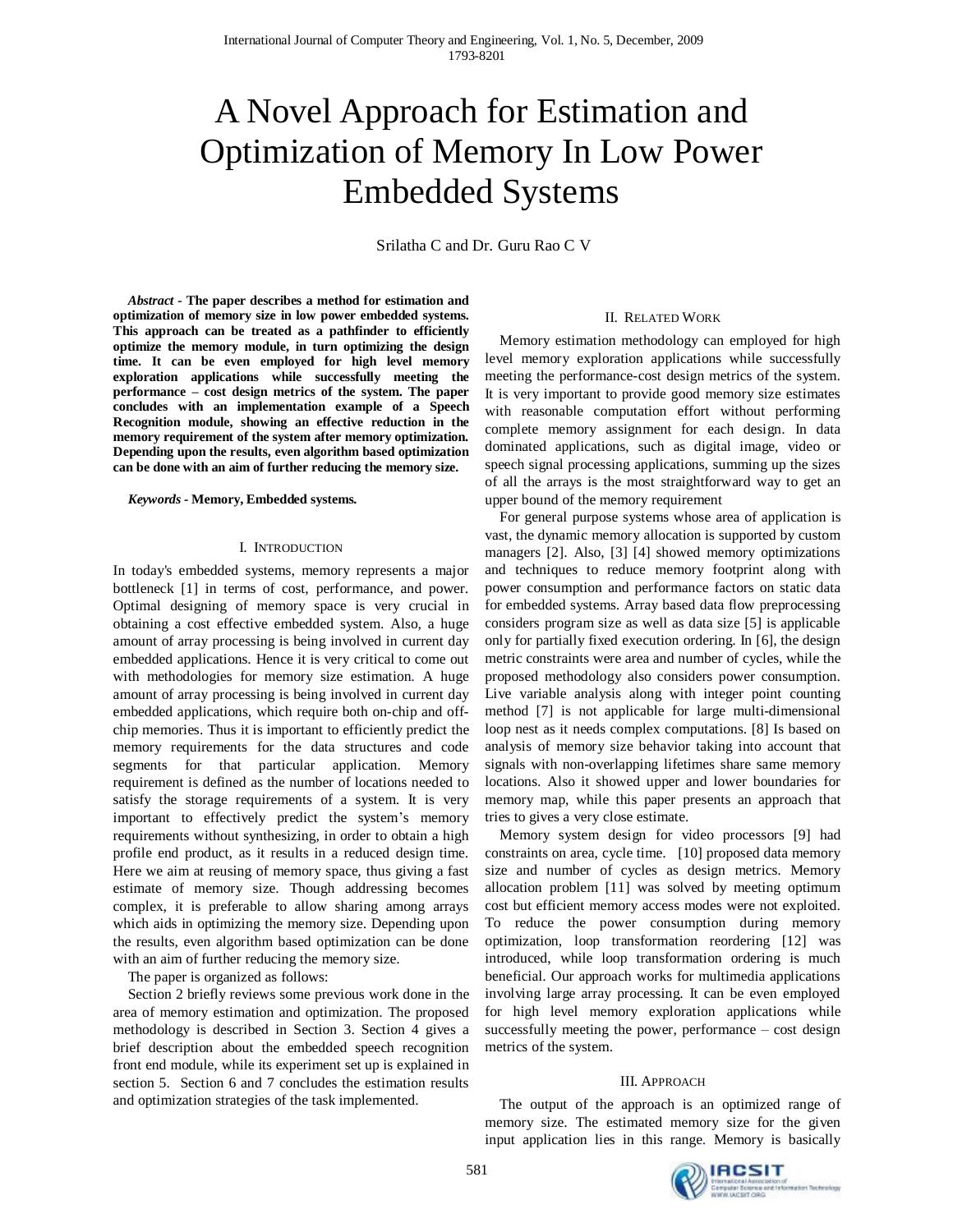# A Novel Approach for Estimation and Optimization of Memory In Low Power Embedded Systems

Srilatha C and Dr. Guru Rao C V

***Abstract* - The paper describes a method for estimation and optimization of memory size in low power embedded systems. This approach can be treated as a pathfinder to efficiently optimize the memory module, in turn optimizing the design time. It can be even employed for high level memory exploration applications while successfully meeting the performance – cost design metrics of the system. The paper concludes with an implementation example of a Speech Recognition module, showing an effective reduction in the memory requirement of the system after memory optimization. Depending upon the results, even algorithm based optimization can be done with an aim of further reducing the memory size.**

***Keywords* - Memory, Embedded systems.**

## I. Introduction

In today's embedded systems, memory represents a major bottleneck [1] in terms of cost, performance, and power. Optimal designing of memory space is very crucial in obtaining a cost effective embedded system. Also, a huge amount of array processing is being involved in current day embedded applications. Hence it is very critical to come out with methodologies for memory size estimation. A huge amount of array processing is being involved in current day embedded applications, which require both on-chip and off-chip memories. Thus it is important to efficiently predict the memory requirements for the data structures and code segments for that particular application. Memory requirement is defined as the number of locations needed to satisfy the storage requirements of a system. It is very important to effectively predict the system's memory requirements without synthesizing, in order to obtain a high profile end product, as it results in a reduced design time. Here we aim at reusing of memory space, thus giving a fast estimate of memory size. Though addressing becomes complex, it is preferable to allow sharing among arrays which aids in optimizing the memory size. Depending upon the results, even algorithm based optimization can be done with an aim of further reducing the memory size.

The paper is organized as follows:

Section 2 briefly reviews some previous work done in the area of memory estimation and optimization. The proposed methodology is described in Section 3. Section 4 gives a brief description about the embedded speech recognition front end module, while its experiment set up is explained in section 5. Section 6 and 7 concludes the estimation results and optimization strategies of the task implemented.

## II. Related Work

Memory estimation methodology can employed for high level memory exploration applications while successfully meeting the performance-cost design metrics of the system. It is very important to provide good memory size estimates with reasonable computation effort without performing complete memory assignment for each design. In data dominated applications, such as digital image, video or speech signal processing applications, summing up the sizes of all the arrays is the most straightforward way to get an upper bound of the memory requirement

For general purpose systems whose area of application is vast, the dynamic memory allocation is supported by custom managers [2]. Also, [3] [4] showed memory optimizations and techniques to reduce memory footprint along with power consumption and performance factors on static data for embedded systems. Array based data flow preprocessing considers program size as well as data size [5] is applicable only for partially fixed execution ordering. In [6], the design metric constraints were area and number of cycles, while the proposed methodology also considers power consumption. Live variable analysis along with integer point counting method [7] is not applicable for large multi-dimensional loop nest as it needs complex computations. [8] Is based on analysis of memory size behavior taking into account that signals with non-overlapping lifetimes share same memory locations. Also it showed upper and lower boundaries for memory map, while this paper presents an approach that tries to gives a very close estimate.

Memory system design for video processors [9] had constraints on area, cycle time. [10] proposed data memory size and number of cycles as design metrics. Memory allocation problem [11] was solved by meeting optimum cost but efficient memory access modes were not exploited. To reduce the power consumption during memory optimization, loop transformation reordering [12] was introduced, while loop transformation ordering is much beneficial. Our approach works for multimedia applications involving large array processing. It can be even employed for high level memory exploration applications while successfully meeting the power, performance – cost design metrics of the system.

## III. Approach

The output of the approach is an optimized range of memory size. The estimated memory size for the given input application lies in this range. Memory is basically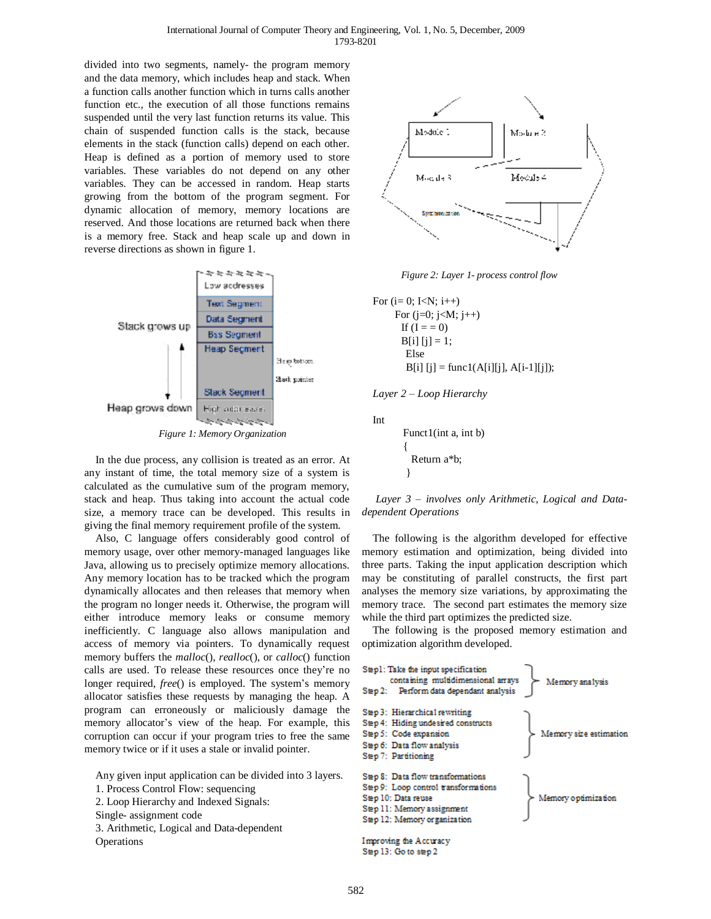divided into two segments, namely- the program memory and the data memory, which includes heap and stack. When a function calls another function which in turns calls another function etc., the execution of all those functions remains suspended until the very last function returns its value. This chain of suspended function calls is the stack, because elements in the stack (function calls) depend on each other. Heap is defined as a portion of memory used to store variables. These variables do not depend on any other variables. They can be accessed in random. Heap starts growing from the bottom of the program segment. For dynamic allocation of memory, memory locations are reserved. And those locations are returned back when there is a memory free. Stack and heap scale up and down in reverse directions as shown in figure 1.

*Figure 1: Memory Organization*

In the due process, any collision is treated as an error. At any instant of time, the total memory size of a system is calculated as the cumulative sum of the program memory, stack and heap. Thus taking into account the actual code size, a memory trace can be developed. This results in giving the final memory requirement profile of the system.

Also, C language offers considerably good control of memory usage, over other memory-managed languages like Java, allowing us to precisely optimize memory allocations. Any memory location has to be tracked which the program dynamically allocates and then releases that memory when the program no longer needs it. Otherwise, the program will either introduce memory leaks or consume memory inefficiently. C language also allows manipulation and access of memory via pointers. To dynamically request memory buffers the *malloc*(), *realloc*(), or *calloc*() function calls are used. To release these resources once they're no longer required, *free*() is employed. The system's memory allocator satisfies these requests by managing the heap. A program can erroneously or maliciously damage the memory allocator's view of the heap. For example, this corruption can occur if your program tries to free the same memory twice or if it uses a stale or invalid pointer.

Any given input application can be divided into 3 layers.

1. Process Control Flow: sequencing
2. Loop Hierarchy and Indexed Signals: Single- assignment code
3. Arithmetic, Logical and Data-dependent Operations

*Figure 2: Layer 1- process control flow*

```
For (i= 0; I<N; i++)
    For (j=0; j<M; j++)
      If (I = = 0)
      B[i] [j] = 1;
       Else
       B[i] [j] = func1(A[i][j], A[i-1][j]);
```

*Layer 2 – Loop Hierarchy*

```
Int
    Funct1(int a, int b)
    {
      Return a*b;
    }
```

*Layer 3 – involves only Arithmetic, Logical and Data-dependent Operations*

The following is the algorithm developed for effective memory estimation and optimization, being divided into three parts. Taking the input application description which may be constituting of parallel constructs, the first part analyses the memory size variations, by approximating the memory trace. The second part estimates the memory size while the third part optimizes the predicted size.

The following is the proposed memory estimation and optimization algorithm developed.

**Memory analysis**
- Step1: Take the input specification containing multidimensional arrays
- Step 2: Perform data dependant analysis

**Memory size estimation**
- Step 3: Hierarchical rewriting
- Step 4: Hiding undesired constructs
- Step 5: Code expansion
- Step 6: Data flow analysis
- Step 7: Partitioning

**Memory optimization**
- Step 8: Data flow transformations
- Step 9: Loop control transformations
- Step 10: Data reuse
- Step 11: Memory assignment
- Step 12: Memory organization

Improving the Accuracy
- Step 13: Go to step 2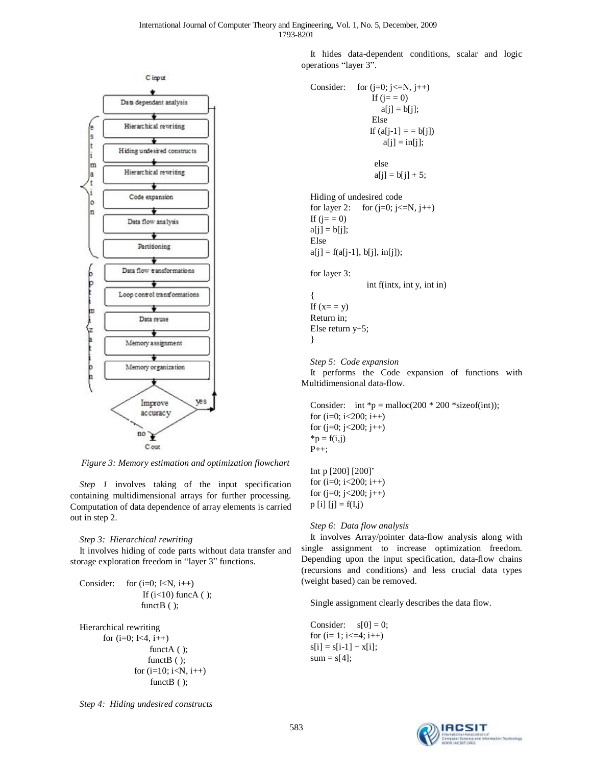Figure 3: Memory estimation and optimization flowchart

*Step 1* involves taking of the input specification containing multidimensional arrays for further processing. Computation of data dependence of array elements is carried out in step 2.

*Step 3: Hierarchical rewriting*

It involves hiding of code parts without data transfer and storage exploration freedom in "layer 3" functions.

```
Consider:   for (i=0; I<N, i++)
                If (i<10) funcA ( );
                functB ( );
```

```
Hierarchical rewriting
      for (i=0; I<4, i++)
                functA ( );
                functB ( );
            for (i=10; i<N, i++)
                functB ( );
```

*Step 4: Hiding undesired constructs*

It hides data-dependent conditions, scalar and logic operations "layer 3".

```
Consider:    for (j=0; j<=N, j++)
               If (j= = 0)
                  a[j] = b[j];
               Else
               If (a[j-1] = = b[j])
                  a[j] = in[j];

               else
               a[j] = b[j] + 5;
```

```
Hiding of undesired code
for layer 2:    for (j=0; j<=N, j++)
If (j= = 0)
a[j] = b[j];
Else
a[j] = f(a[j-1], b[j], in[j]);
```

```
for layer 3:
               int f(intx, int y, int in)
{
If (x= = y)
Return in;
Else return y+5;
}
```

*Step 5: Code expansion*

It performs the Code expansion of functions with Multidimensional data-flow.

```
Consider:   int *p = malloc(200 * 200 *sizeof(int));
for (i=0; i<200; i++)
for (j=0; j<200; j++)
*p = f(i,j)
P++;
```

```
Int p [200] [200]'
for (i=0; i<200; i++)
for (j=0; j<200; j++)
p [i] [j] = f(I,j)
```

*Step 6: Data flow analysis*

It involves Array/pointer data-flow analysis along with single assignment to increase optimization freedom. Depending upon the input specification, data-flow chains (recursions and conditions) and less crucial data types (weight based) can be removed.

Single assignment clearly describes the data flow.

```
Consider:    s[0] = 0;
for (i= 1; i<=4; i++)
s[i] = s[i-1] + x[i];
sum = s[4];
```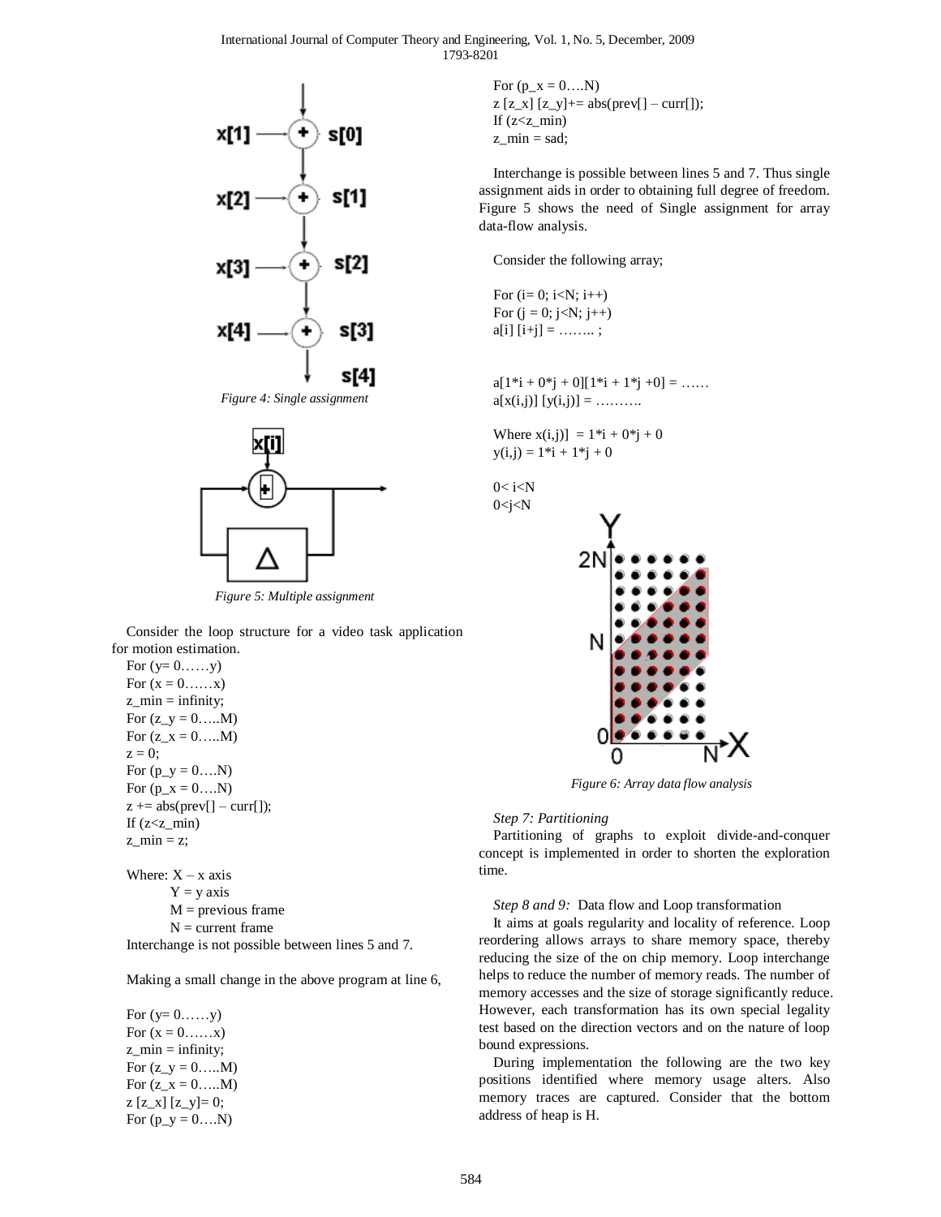Figure 4: Single assignment

Figure 5: Multiple assignment

Consider the loop structure for a video task application for motion estimation.

```
For (y= 0……y)
For (x = 0……x)
z_min = infinity;
For (z_y = 0…..M)
For (z_x = 0…..M)
z = 0;
For (p_y = 0….N)
For (p_x = 0….N)
z += abs(prev[] – curr[]);
If (z<z_min)
z_min = z;
```

Where: X – x axis
Y = y axis
M = previous frame
N = current frame

Interchange is not possible between lines 5 and 7.

Making a small change in the above program at line 6,

```
For (y= 0……y)
For (x = 0……x)
z_min = infinity;
For (z_y = 0…..M)
For (z_x = 0…..M)
z [z_x] [z_y]= 0;
For (p_y = 0….N)
For (p_x = 0….N)
z [z_x] [z_y]+= abs(prev[] – curr[]);
If (z<z_min)
z_min = sad;
```

Interchange is possible between lines 5 and 7. Thus single assignment aids in order to obtaining full degree of freedom. Figure 5 shows the need of Single assignment for array data-flow analysis.

Consider the following array;

```
For (i= 0; i<N; i++)
For (j = 0; j<N; j++)
a[i] [i+j] = …….. ;
```

```
a[1*i + 0*j + 0][1*i + 1*j +0] = ……
a[x(i,j)] [y(i,j)] = ……….
```

Where $x(i,j)] = 1*i + 0*j + 0$
$y(i,j) = 1*i + 1*j + 0$

$0< i<N$
$0<j<N$

Figure 6: Array data flow analysis

*Step 7: Partitioning*

Partitioning of graphs to exploit divide-and-conquer concept is implemented in order to shorten the exploration time.

*Step 8 and 9:* Data flow and Loop transformation

It aims at goals regularity and locality of reference. Loop reordering allows arrays to share memory space, thereby reducing the size of the on chip memory. Loop interchange helps to reduce the number of memory reads. The number of memory accesses and the size of storage significantly reduce. However, each transformation has its own special legality test based on the direction vectors and on the nature of loop bound expressions.

During implementation the following are the two key positions identified where memory usage alters. Also memory traces are captured. Consider that the bottom address of heap is H.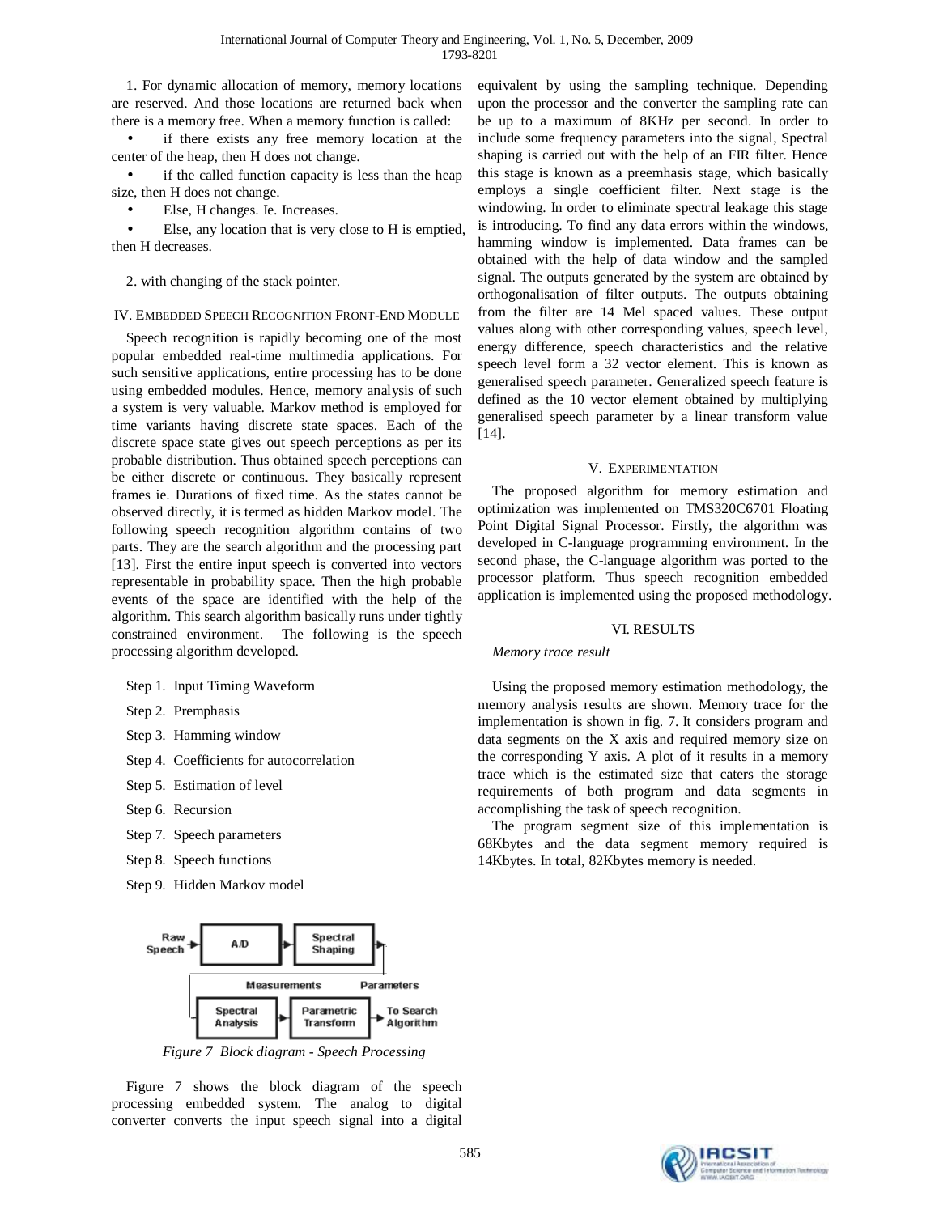1. For dynamic allocation of memory, memory locations are reserved. And those locations are returned back when there is a memory free. When a memory function is called:

- if there exists any free memory location at the center of the heap, then H does not change.
- if the called function capacity is less than the heap size, then H does not change.
- Else, H changes. Ie. Increases.
- Else, any location that is very close to H is emptied, then H decreases.

2. with changing of the stack pointer.

## IV. Embedded Speech Recognition Front-End Module

Speech recognition is rapidly becoming one of the most popular embedded real-time multimedia applications. For such sensitive applications, entire processing has to be done using embedded modules. Hence, memory analysis of such a system is very valuable. Markov method is employed for time variants having discrete state spaces. Each of the discrete space state gives out speech perceptions as per its probable distribution. Thus obtained speech perceptions can be either discrete or continuous. They basically represent frames ie. Durations of fixed time. As the states cannot be observed directly, it is termed as hidden Markov model. The following speech recognition algorithm contains of two parts. They are the search algorithm and the processing part [13]. First the entire input speech is converted into vectors representable in probability space. Then the high probable events of the space are identified with the help of the algorithm. This search algorithm basically runs under tightly constrained environment. The following is the speech processing algorithm developed.

Step 1. Input Timing Waveform

Step 2. Premphasis

Step 3. Hamming window

Step 4. Coefficients for autocorrelation

Step 5. Estimation of level

Step 6. Recursion

Step 7. Speech parameters

Step 8. Speech functions

Step 9. Hidden Markov model

*Figure 7 Block diagram - Speech Processing*

Figure 7 shows the block diagram of the speech processing embedded system. The analog to digital converter converts the input speech signal into a digital equivalent by using the sampling technique. Depending upon the processor and the converter the sampling rate can be up to a maximum of 8KHz per second. In order to include some frequency parameters into the signal, Spectral shaping is carried out with the help of an FIR filter. Hence this stage is known as a preemhasis stage, which basically employs a single coefficient filter. Next stage is the windowing. In order to eliminate spectral leakage this stage is introducing. To find any data errors within the windows, hamming window is implemented. Data frames can be obtained with the help of data window and the sampled signal. The outputs generated by the system are obtained by orthogonalisation of filter outputs. The outputs obtaining from the filter are 14 Mel spaced values. These output values along with other corresponding values, speech level, energy difference, speech characteristics and the relative speech level form a 32 vector element. This is known as generalised speech parameter. Generalized speech feature is defined as the 10 vector element obtained by multiplying generalised speech parameter by a linear transform value [14].

## V. Experimentation

The proposed algorithm for memory estimation and optimization was implemented on TMS320C6701 Floating Point Digital Signal Processor. Firstly, the algorithm was developed in C-language programming environment. In the second phase, the C-language algorithm was ported to the processor platform. Thus speech recognition embedded application is implemented using the proposed methodology.

## VI. Results

*Memory trace result*

Using the proposed memory estimation methodology, the memory analysis results are shown. Memory trace for the implementation is shown in fig. 7. It considers program and data segments on the X axis and required memory size on the corresponding Y axis. A plot of it results in a memory trace which is the estimated size that caters the storage requirements of both program and data segments in accomplishing the task of speech recognition.

The program segment size of this implementation is 68Kbytes and the data segment memory required is 14Kbytes. In total, 82Kbytes memory is needed.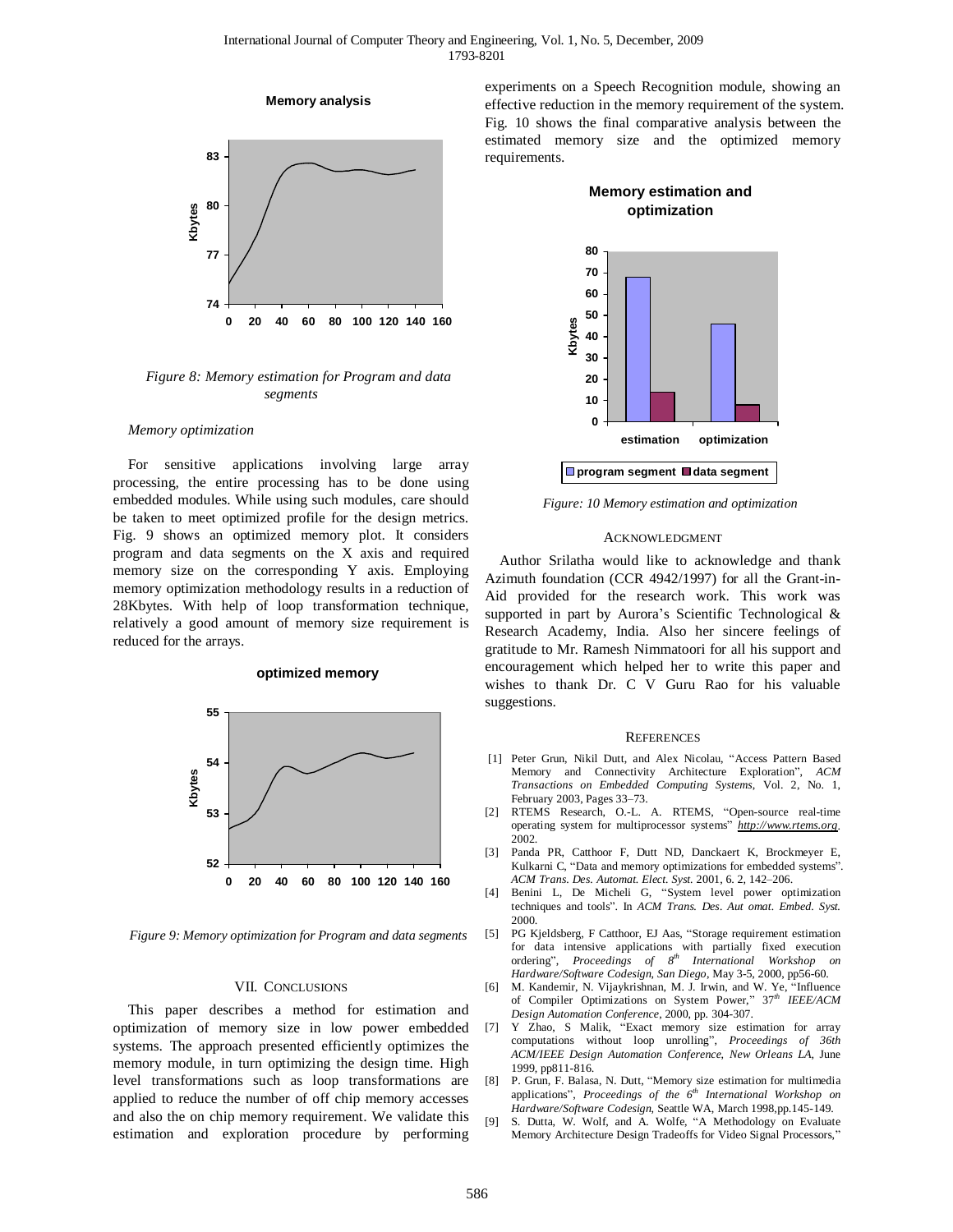**Memory analysis**

*Figure 8: Memory estimation for Program and data segments*

*Memory optimization*

For sensitive applications involving large array processing, the entire processing has to be done using embedded modules. While using such modules, care should be taken to meet optimized profile for the design metrics. Fig. 9 shows an optimized memory plot. It considers program and data segments on the X axis and required memory size on the corresponding Y axis. Employing memory optimization methodology results in a reduction of 28Kbytes. With help of loop transformation technique, relatively a good amount of memory size requirement is reduced for the arrays.

**optimized memory**

*Figure 9: Memory optimization for Program and data segments*

## VII. Conclusions

This paper describes a method for estimation and optimization of memory size in low power embedded systems. The approach presented efficiently optimizes the memory module, in turn optimizing the design time. High level transformations such as loop transformations are applied to reduce the number of off chip memory accesses and also the on chip memory requirement. We validate this estimation and exploration procedure by performing experiments on a Speech Recognition module, showing an effective reduction in the memory requirement of the system. Fig. 10 shows the final comparative analysis between the estimated memory size and the optimized memory requirements.

**Memory estimation and optimization**

*Figure: 10 Memory estimation and optimization*

## Acknowledgment

Author Srilatha would like to acknowledge and thank Azimuth foundation (CCR 4942/1997) for all the Grant-in-Aid provided for the research work. This work was supported in part by Aurora's Scientific Technological & Research Academy, India. Also her sincere feelings of gratitude to Mr. Ramesh Nimmatoori for all his support and encouragement which helped her to write this paper and wishes to thank Dr. C V Guru Rao for his valuable suggestions.

## References

[1] Peter Grun, Nikil Dutt, and Alex Nicolau, "Access Pattern Based Memory and Connectivity Architecture Exploration", *ACM Transactions on Embedded Computing Systems*, Vol. 2, No. 1, February 2003, Pages 33–73.

[2] RTEMS Research, O.-L. A. RTEMS, "Open-source real-time operating system for multiprocessor systems" *http://www.rtems.org*, 2002.

[3] Panda PR, Catthoor F, Dutt ND, Danckaert K, Brockmeyer E, Kulkarni C, "Data and memory optimizations for embedded systems". *ACM Trans. Des. Automat. Elect. Syst.* 2001, 6. 2, 142–206.

[4] Benini L, De Micheli G, "System level power optimization techniques and tools". In *ACM Trans. Des. Aut omat. Embed. Syst.* 2000.

[5] PG Kjeldsberg, F Catthoor, EJ Aas, "Storage requirement estimation for data intensive applications with partially fixed execution ordering", *Proceedings of 8th International Workshop on Hardware/Software Codesign, San Diego*, May 3-5, 2000, pp56-60.

[6] M. Kandemir, N. Vijaykrishnan, M. J. Irwin, and W. Ye, "Influence of Compiler Optimizations on System Power," 37th *IEEE/ACM Design Automation Conference*, 2000, pp. 304-307.

[7] Y Zhao, S Malik, "Exact memory size estimation for array computations without loop unrolling", *Proceedings of 36th ACM/IEEE Design Automation Conference, New Orleans LA*, June 1999, pp811-816.

[8] P. Grun, F. Balasa, N. Dutt, "Memory size estimation for multimedia applications", *Proceedings of the 6th International Workshop on Hardware/Software Codesign*, Seattle WA, March 1998,pp.145-149.

[9] S. Dutta, W. Wolf, and A. Wolfe, "A Methodology on Evaluate Memory Architecture Design Tradeoffs for Video Signal Processors,"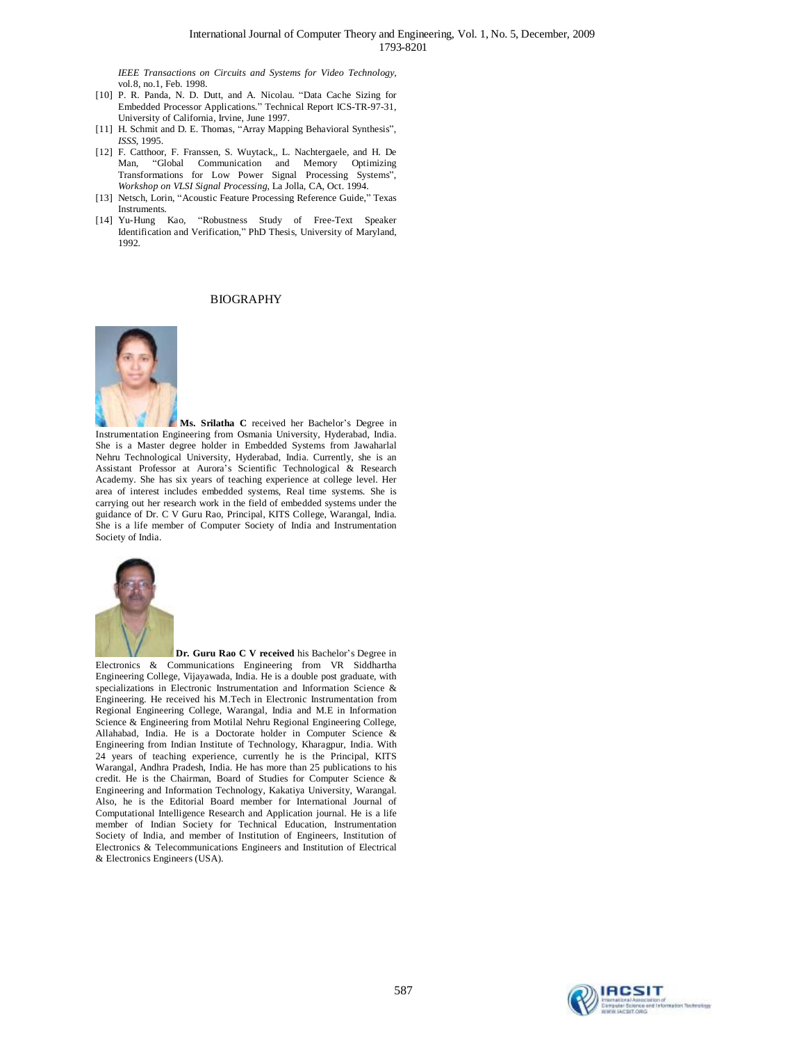*IEEE Transactions on Circuits and Systems for Video Technology*, vol.8, no.1, Feb. 1998.

[10] P. R. Panda, N. D. Dutt, and A. Nicolau. "Data Cache Sizing for Embedded Processor Applications." Technical Report ICS-TR-97-31, University of California, Irvine, June 1997.

[11] H. Schmit and D. E. Thomas, "Array Mapping Behavioral Synthesis", *ISSS*, 1995.

[12] F. Catthoor, F. Franssen, S. Wuytack,, L. Nachtergaele, and H. De Man, "Global Communication and Memory Optimizing Transformations for Low Power Signal Processing Systems", *Workshop on VLSI Signal Processing*, La Jolla, CA, Oct. 1994.

[13] Netsch, Lorin, "Acoustic Feature Processing Reference Guide," Texas Instruments.

[14] Yu-Hung Kao, "Robustness Study of Free-Text Speaker Identification and Verification," PhD Thesis, University of Maryland, 1992.

## BIOGRAPHY

**Ms. Srilatha C** received her Bachelor's Degree in Instrumentation Engineering from Osmania University, Hyderabad, India. She is a Master degree holder in Embedded Systems from Jawaharlal Nehru Technological University, Hyderabad, India. Currently, she is an Assistant Professor at Aurora's Scientific Technological & Research Academy. She has six years of teaching experience at college level. Her area of interest includes embedded systems, Real time systems. She is carrying out her research work in the field of embedded systems under the guidance of Dr. C V Guru Rao, Principal, KITS College, Warangal, India. She is a life member of Computer Society of India and Instrumentation Society of India.

**Dr. Guru Rao C V received** his Bachelor's Degree in Electronics & Communications Engineering from VR Siddhartha Engineering College, Vijayawada, India. He is a double post graduate, with specializations in Electronic Instrumentation and Information Science & Engineering. He received his M.Tech in Electronic Instrumentation from Regional Engineering College, Warangal, India and M.E in Information Science & Engineering from Motilal Nehru Regional Engineering College, Allahabad, India. He is a Doctorate holder in Computer Science & Engineering from Indian Institute of Technology, Kharagpur, India. With 24 years of teaching experience, currently he is the Principal, KITS Warangal, Andhra Pradesh, India. He has more than 25 publications to his credit. He is the Chairman, Board of Studies for Computer Science & Engineering and Information Technology, Kakatiya University, Warangal. Also, he is the Editorial Board member for International Journal of Computational Intelligence Research and Application journal. He is a life member of Indian Society for Technical Education, Instrumentation Society of India, and member of Institution of Engineers, Institution of Electronics & Telecommunications Engineers and Institution of Electrical & Electronics Engineers (USA).